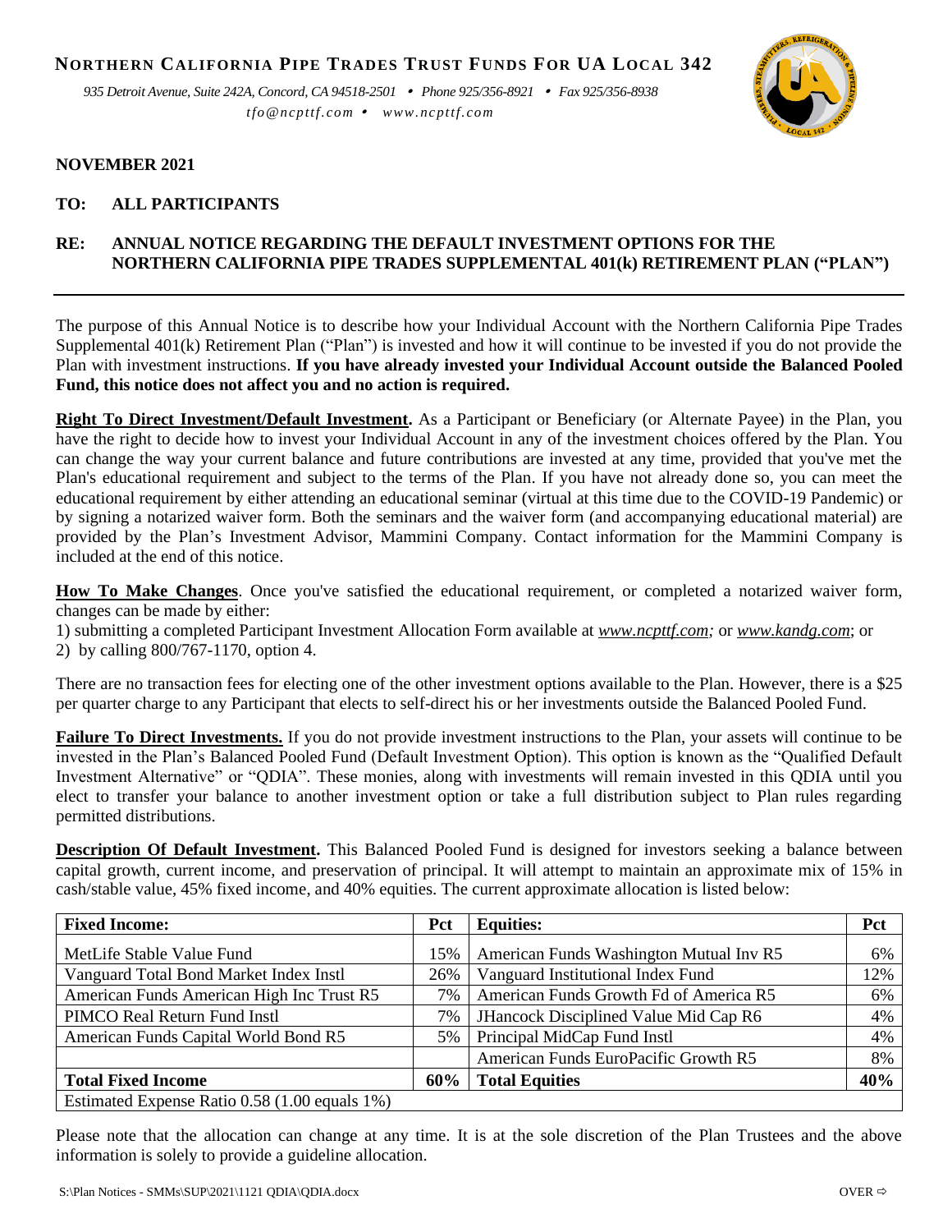# NORTHERN CALIFORNIA PIPE TRADES TRUST FUNDS FOR UA LOCAL 342

*935 Detroit Avenue, Suite 242A, Concord, CA 94518-2501 • Phone 925/356-8921 • Fax 925/356-8938*
*tfo@ncpttf.com • www.ncpttf.com*

**NOVEMBER 2021**

**TO: ALL PARTICIPANTS**

**RE: ANNUAL NOTICE REGARDING THE DEFAULT INVESTMENT OPTIONS FOR THE NORTHERN CALIFORNIA PIPE TRADES SUPPLEMENTAL 401(k) RETIREMENT PLAN ("PLAN")**

---

The purpose of this Annual Notice is to describe how your Individual Account with the Northern California Pipe Trades Supplemental 401(k) Retirement Plan ("Plan") is invested and how it will continue to be invested if you do not provide the Plan with investment instructions. **If you have already invested your Individual Account outside the Balanced Pooled Fund, this notice does not affect you and no action is required.**

**Right To Direct Investment/Default Investment.** As a Participant or Beneficiary (or Alternate Payee) in the Plan, you have the right to decide how to invest your Individual Account in any of the investment choices offered by the Plan. You can change the way your current balance and future contributions are invested at any time, provided that you've met the Plan's educational requirement and subject to the terms of the Plan. If you have not already done so, you can meet the educational requirement by either attending an educational seminar (virtual at this time due to the COVID-19 Pandemic) or by signing a notarized waiver form. Both the seminars and the waiver form (and accompanying educational material) are provided by the Plan's Investment Advisor, Mammini Company. Contact information for the Mammini Company is included at the end of this notice.

**How To Make Changes**. Once you've satisfied the educational requirement, or completed a notarized waiver form, changes can be made by either:

1) submitting a completed Participant Investment Allocation Form available at *www.ncpttf.com;* or *www.kandg.com*; or
2) by calling 800/767-1170, option 4.

There are no transaction fees for electing one of the other investment options available to the Plan. However, there is a $25 per quarter charge to any Participant that elects to self-direct his or her investments outside the Balanced Pooled Fund.

**Failure To Direct Investments.** If you do not provide investment instructions to the Plan, your assets will continue to be invested in the Plan's Balanced Pooled Fund (Default Investment Option). This option is known as the "Qualified Default Investment Alternative" or "QDIA". These monies, along with investments will remain invested in this QDIA until you elect to transfer your balance to another investment option or take a full distribution subject to Plan rules regarding permitted distributions.

**Description Of Default Investment.** This Balanced Pooled Fund is designed for investors seeking a balance between capital growth, current income, and preservation of principal. It will attempt to maintain an approximate mix of 15% in cash/stable value, 45% fixed income, and 40% equities. The current approximate allocation is listed below:

| **Fixed Income:** | **Pct** | **Equities:** | **Pct** |
|---|---|---|---|
| MetLife Stable Value Fund | 15% | American Funds Washington Mutual Inv R5 | 6% |
| Vanguard Total Bond Market Index Instl | 26% | Vanguard Institutional Index Fund | 12% |
| American Funds American High Inc Trust R5 | 7% | American Funds Growth Fd of America R5 | 6% |
| PIMCO Real Return Fund Instl | 7% | JHancock Disciplined Value Mid Cap R6 | 4% |
| American Funds Capital World Bond R5 | 5% | Principal MidCap Fund Instl | 4% |
| | | American Funds EuroPacific Growth R5 | 8% |
| **Total Fixed Income** | **60%** | **Total Equities** | **40%** |
| Estimated Expense Ratio 0.58 (1.00 equals 1%) | | | |

Please note that the allocation can change at any time. It is at the sole discretion of the Plan Trustees and the above information is solely to provide a guideline allocation.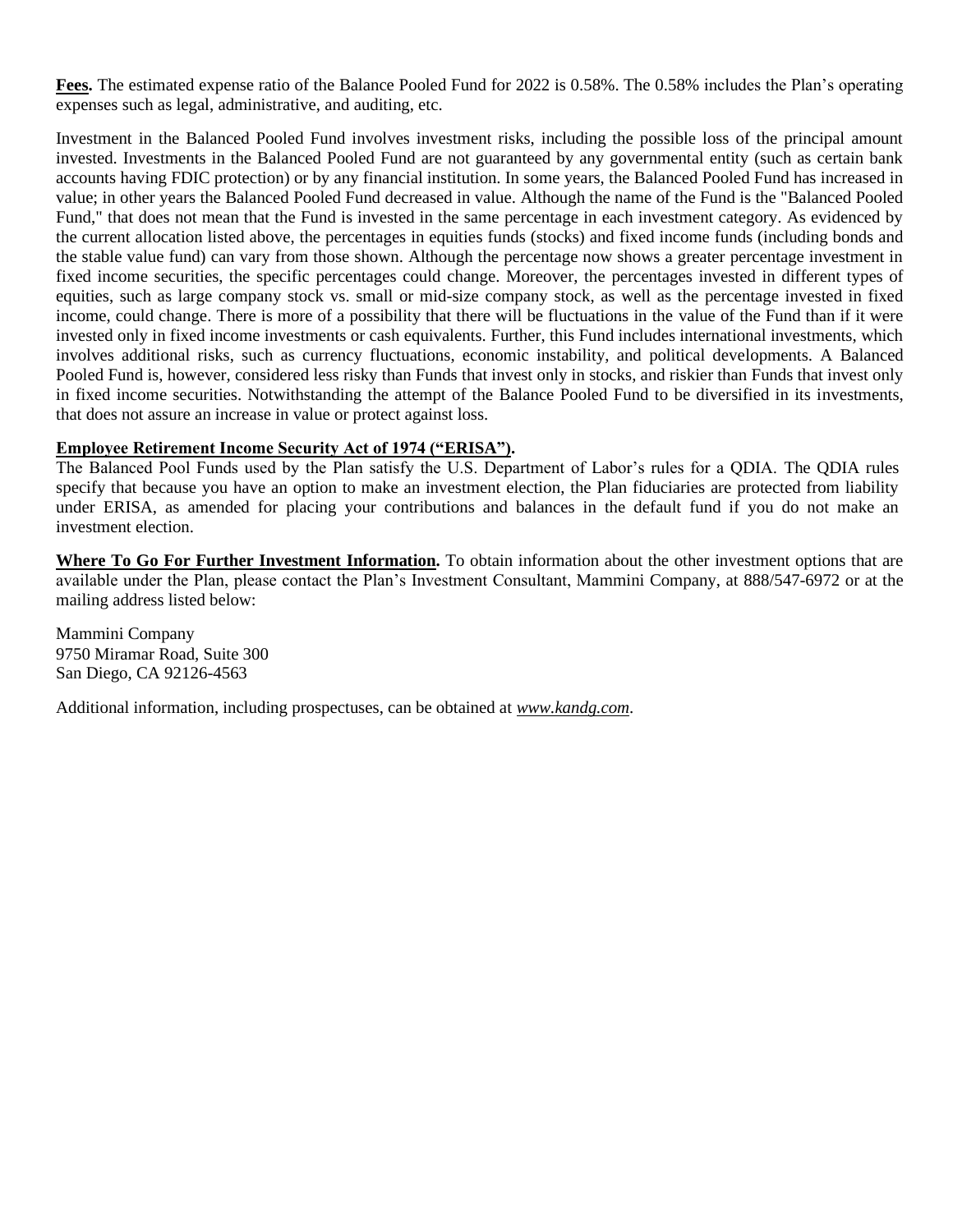**Fees.** The estimated expense ratio of the Balance Pooled Fund for 2022 is 0.58%. The 0.58% includes the Plan's operating expenses such as legal, administrative, and auditing, etc.

Investment in the Balanced Pooled Fund involves investment risks, including the possible loss of the principal amount invested. Investments in the Balanced Pooled Fund are not guaranteed by any governmental entity (such as certain bank accounts having FDIC protection) or by any financial institution. In some years, the Balanced Pooled Fund has increased in value; in other years the Balanced Pooled Fund decreased in value. Although the name of the Fund is the "Balanced Pooled Fund," that does not mean that the Fund is invested in the same percentage in each investment category. As evidenced by the current allocation listed above, the percentages in equities funds (stocks) and fixed income funds (including bonds and the stable value fund) can vary from those shown. Although the percentage now shows a greater percentage investment in fixed income securities, the specific percentages could change. Moreover, the percentages invested in different types of equities, such as large company stock vs. small or mid-size company stock, as well as the percentage invested in fixed income, could change. There is more of a possibility that there will be fluctuations in the value of the Fund than if it were invested only in fixed income investments or cash equivalents. Further, this Fund includes international investments, which involves additional risks, such as currency fluctuations, economic instability, and political developments. A Balanced Pooled Fund is, however, considered less risky than Funds that invest only in stocks, and riskier than Funds that invest only in fixed income securities. Notwithstanding the attempt of the Balance Pooled Fund to be diversified in its investments, that does not assure an increase in value or protect against loss.

**Employee Retirement Income Security Act of 1974 ("ERISA").**

The Balanced Pool Funds used by the Plan satisfy the U.S. Department of Labor's rules for a QDIA. The QDIA rules specify that because you have an option to make an investment election, the Plan fiduciaries are protected from liability under ERISA, as amended for placing your contributions and balances in the default fund if you do not make an investment election.

**Where To Go For Further Investment Information.** To obtain information about the other investment options that are available under the Plan, please contact the Plan's Investment Consultant, Mammini Company, at 888/547-6972 or at the mailing address listed below:

Mammini Company
9750 Miramar Road, Suite 300
San Diego, CA 92126-4563

Additional information, including prospectuses, can be obtained at *www.kandg.com*.